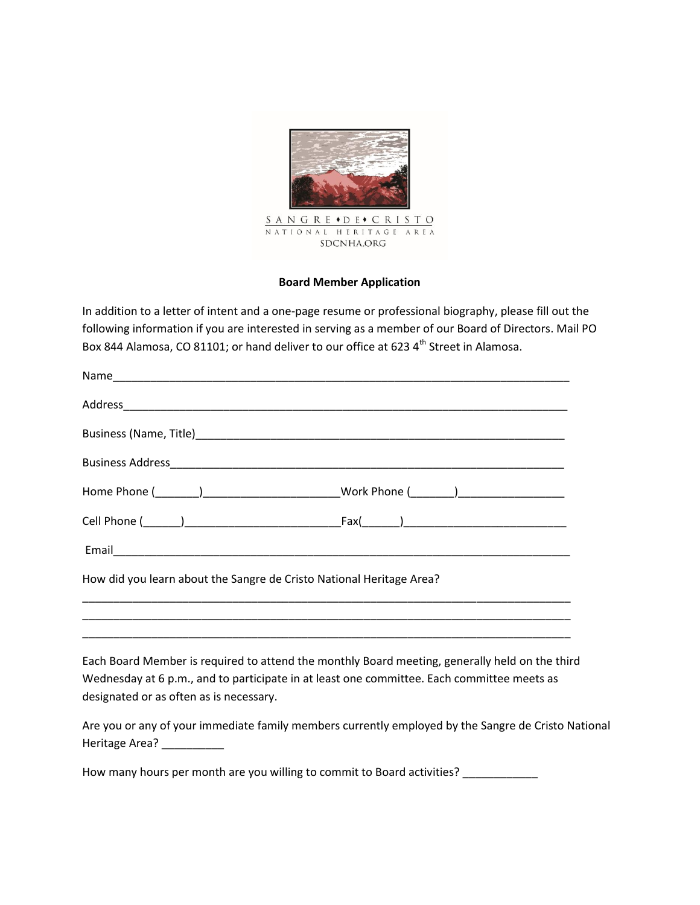SANGRE • DE • CRISTO
NATIONAL HERITAGE AREA
SDCNHA.ORG

**Board Member Application**

In addition to a letter of intent and a one-page resume or professional biography, please fill out the following information if you are interested in serving as a member of our Board of Directors. Mail PO Box 844 Alamosa, CO 81101; or hand deliver to our office at 623 4th Street in Alamosa.

Name_____________________________________________________________________________

Address___________________________________________________________________________

Business (Name, Title)______________________________________________________________

Business Address__________________________________________________________________

Home Phone (_______)______________________Work Phone (_______)_________________

Cell Phone (______)_________________________Fax(______)_________________________

Email_____________________________________________________________________________

How did you learn about the Sangre de Cristo National Heritage Area?

___________________________________________________________________________________
___________________________________________________________________________________
___________________________________________________________________________________

Each Board Member is required to attend the monthly Board meeting, generally held on the third Wednesday at 6 p.m., and to participate in at least one committee. Each committee meets as designated or as often as is necessary.

Are you or any of your immediate family members currently employed by the Sangre de Cristo National Heritage Area? __________

How many hours per month are you willing to commit to Board activities? ____________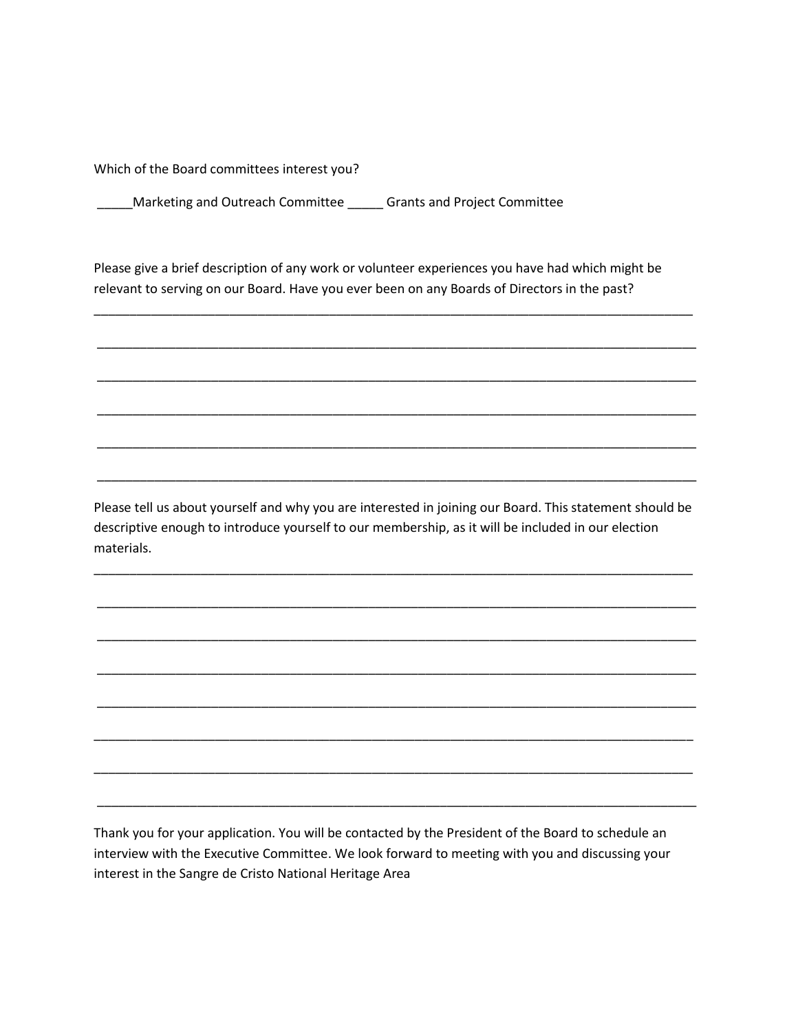Which of the Board committees interest you?

_____Marketing and Outreach Committee _____ Grants and Project Committee

Please give a brief description of any work or volunteer experiences you have had which might be relevant to serving on our Board. Have you ever been on any Boards of Directors in the past?

________________________________________________________________________________________

________________________________________________________________________________________

________________________________________________________________________________________

________________________________________________________________________________________

________________________________________________________________________________________

________________________________________________________________________________________

Please tell us about yourself and why you are interested in joining our Board. This statement should be descriptive enough to introduce yourself to our membership, as it will be included in our election materials.

________________________________________________________________________________________

________________________________________________________________________________________

________________________________________________________________________________________

________________________________________________________________________________________

________________________________________________________________________________________

________________________________________________________________________________________

________________________________________________________________________________________

________________________________________________________________________________________

Thank you for your application. You will be contacted by the President of the Board to schedule an interview with the Executive Committee. We look forward to meeting with you and discussing your interest in the Sangre de Cristo National Heritage Area